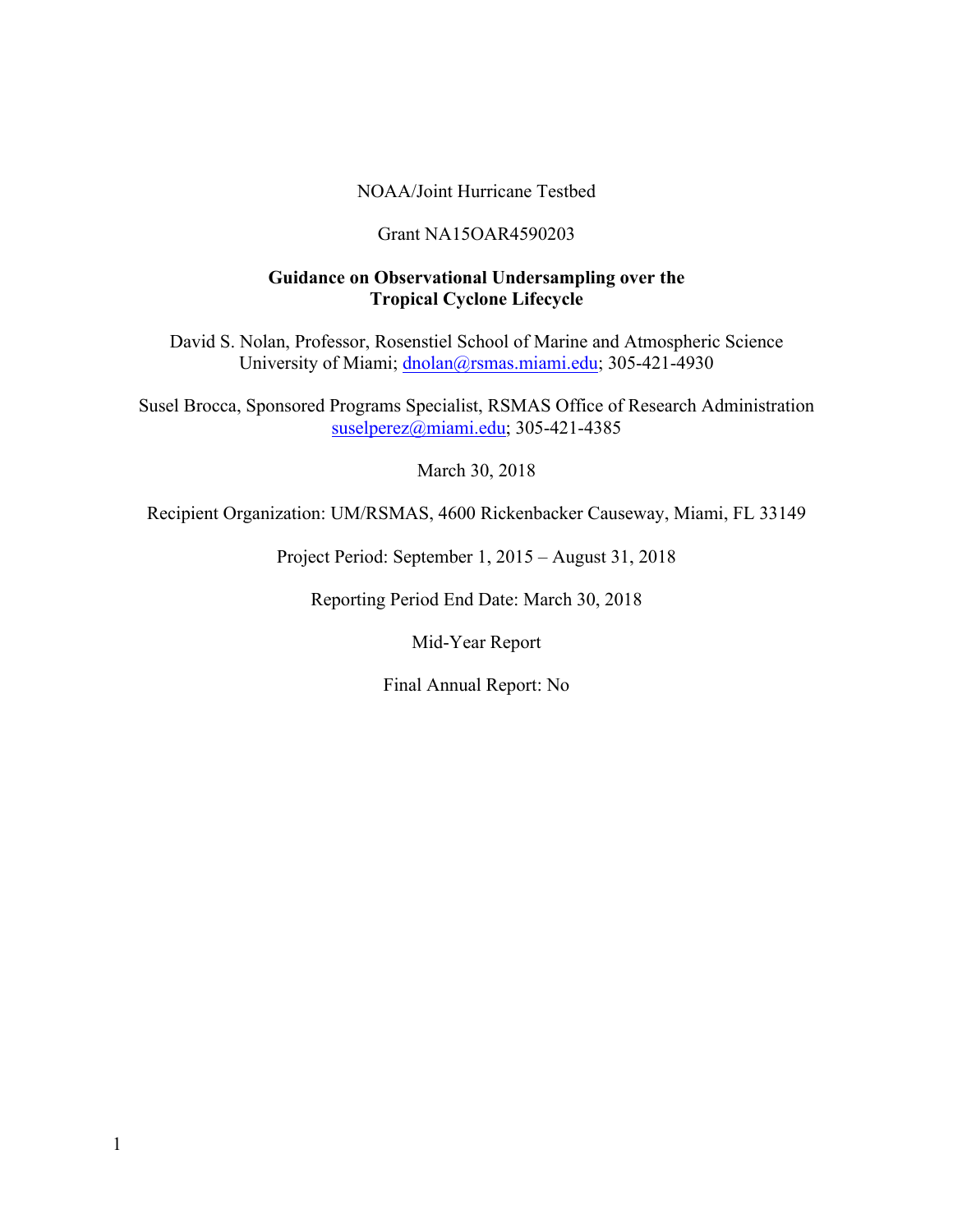NOAA/Joint Hurricane Testbed

Grant NA15OAR4590203

**Guidance on Observational Undersampling over the Tropical Cyclone Lifecycle**

David S. Nolan, Professor, Rosenstiel School of Marine and Atmospheric Science University of Miami; dnolan@rsmas.miami.edu; 305-421-4930

Susel Brocca, Sponsored Programs Specialist, RSMAS Office of Research Administration suselperez@miami.edu; 305-421-4385

March 30, 2018

Recipient Organization: UM/RSMAS, 4600 Rickenbacker Causeway, Miami, FL 33149

Project Period: September 1, 2015 – August 31, 2018

Reporting Period End Date: March 30, 2018

Mid-Year Report

Final Annual Report: No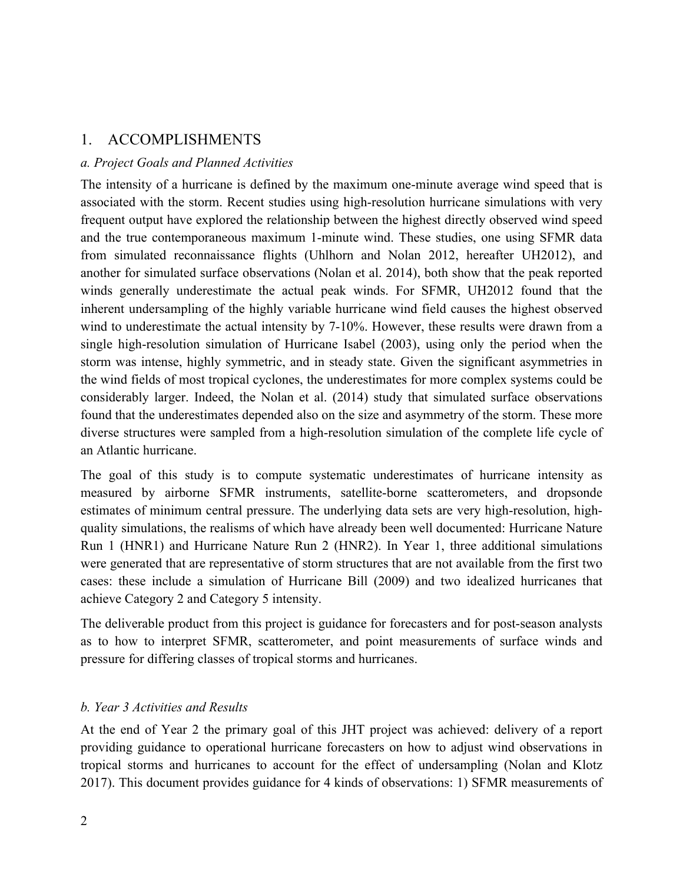## 1. ACCOMPLISHMENTS

### *a. Project Goals and Planned Activities*

The intensity of a hurricane is defined by the maximum one-minute average wind speed that is associated with the storm. Recent studies using high-resolution hurricane simulations with very frequent output have explored the relationship between the highest directly observed wind speed and the true contemporaneous maximum 1-minute wind. These studies, one using SFMR data from simulated reconnaissance flights (Uhlhorn and Nolan 2012, hereafter UH2012), and another for simulated surface observations (Nolan et al. 2014), both show that the peak reported winds generally underestimate the actual peak winds. For SFMR, UH2012 found that the inherent undersampling of the highly variable hurricane wind field causes the highest observed wind to underestimate the actual intensity by 7-10%. However, these results were drawn from a single high-resolution simulation of Hurricane Isabel (2003), using only the period when the storm was intense, highly symmetric, and in steady state. Given the significant asymmetries in the wind fields of most tropical cyclones, the underestimates for more complex systems could be considerably larger. Indeed, the Nolan et al. (2014) study that simulated surface observations found that the underestimates depended also on the size and asymmetry of the storm. These more diverse structures were sampled from a high-resolution simulation of the complete life cycle of an Atlantic hurricane.

The goal of this study is to compute systematic underestimates of hurricane intensity as measured by airborne SFMR instruments, satellite-borne scatterometers, and dropsonde estimates of minimum central pressure. The underlying data sets are very high-resolution, high-quality simulations, the realisms of which have already been well documented: Hurricane Nature Run 1 (HNR1) and Hurricane Nature Run 2 (HNR2). In Year 1, three additional simulations were generated that are representative of storm structures that are not available from the first two cases: these include a simulation of Hurricane Bill (2009) and two idealized hurricanes that achieve Category 2 and Category 5 intensity.

The deliverable product from this project is guidance for forecasters and for post-season analysts as to how to interpret SFMR, scatterometer, and point measurements of surface winds and pressure for differing classes of tropical storms and hurricanes.

### *b. Year 3 Activities and Results*

At the end of Year 2 the primary goal of this JHT project was achieved: delivery of a report providing guidance to operational hurricane forecasters on how to adjust wind observations in tropical storms and hurricanes to account for the effect of undersampling (Nolan and Klotz 2017). This document provides guidance for 4 kinds of observations: 1) SFMR measurements of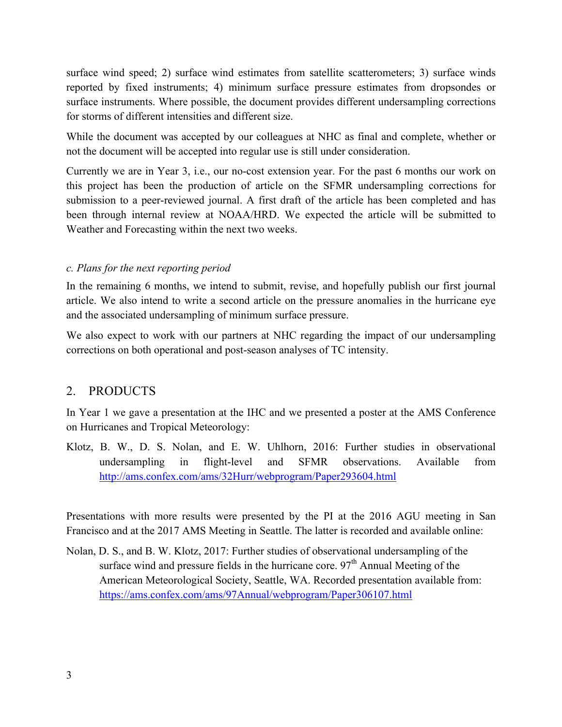surface wind speed; 2) surface wind estimates from satellite scatterometers; 3) surface winds reported by fixed instruments; 4) minimum surface pressure estimates from dropsondes or surface instruments. Where possible, the document provides different undersampling corrections for storms of different intensities and different size.

While the document was accepted by our colleagues at NHC as final and complete, whether or not the document will be accepted into regular use is still under consideration.

Currently we are in Year 3, i.e., our no-cost extension year. For the past 6 months our work on this project has been the production of article on the SFMR undersampling corrections for submission to a peer-reviewed journal. A first draft of the article has been completed and has been through internal review at NOAA/HRD. We expected the article will be submitted to Weather and Forecasting within the next two weeks.

*c. Plans for the next reporting period*

In the remaining 6 months, we intend to submit, revise, and hopefully publish our first journal article. We also intend to write a second article on the pressure anomalies in the hurricane eye and the associated undersampling of minimum surface pressure.

We also expect to work with our partners at NHC regarding the impact of our undersampling corrections on both operational and post-season analyses of TC intensity.

## 2. PRODUCTS

In Year 1 we gave a presentation at the IHC and we presented a poster at the AMS Conference on Hurricanes and Tropical Meteorology:

Klotz, B. W., D. S. Nolan, and E. W. Uhlhorn, 2016: Further studies in observational undersampling in flight-level and SFMR observations. Available from http://ams.confex.com/ams/32Hurr/webprogram/Paper293604.html

Presentations with more results were presented by the PI at the 2016 AGU meeting in San Francisco and at the 2017 AMS Meeting in Seattle. The latter is recorded and available online:

Nolan, D. S., and B. W. Klotz, 2017: Further studies of observational undersampling of the surface wind and pressure fields in the hurricane core. 97th Annual Meeting of the American Meteorological Society, Seattle, WA. Recorded presentation available from: https://ams.confex.com/ams/97Annual/webprogram/Paper306107.html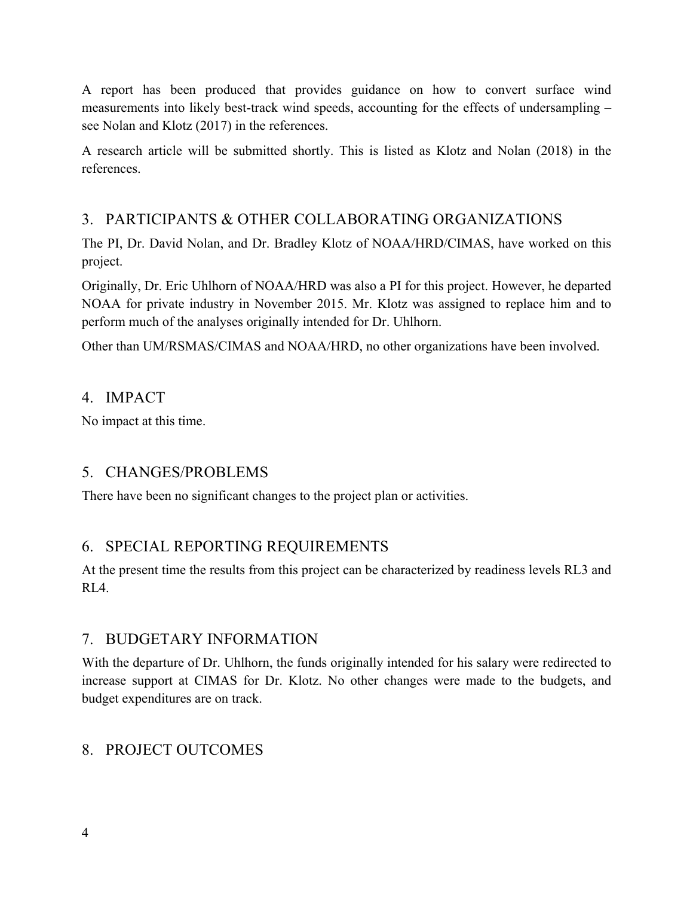A report has been produced that provides guidance on how to convert surface wind measurements into likely best-track wind speeds, accounting for the effects of undersampling – see Nolan and Klotz (2017) in the references.

A research article will be submitted shortly. This is listed as Klotz and Nolan (2018) in the references.

## 3. PARTICIPANTS & OTHER COLLABORATING ORGANIZATIONS

The PI, Dr. David Nolan, and Dr. Bradley Klotz of NOAA/HRD/CIMAS, have worked on this project.

Originally, Dr. Eric Uhlhorn of NOAA/HRD was also a PI for this project. However, he departed NOAA for private industry in November 2015. Mr. Klotz was assigned to replace him and to perform much of the analyses originally intended for Dr. Uhlhorn.

Other than UM/RSMAS/CIMAS and NOAA/HRD, no other organizations have been involved.

## 4. IMPACT

No impact at this time.

## 5. CHANGES/PROBLEMS

There have been no significant changes to the project plan or activities.

## 6. SPECIAL REPORTING REQUIREMENTS

At the present time the results from this project can be characterized by readiness levels RL3 and RL4.

## 7. BUDGETARY INFORMATION

With the departure of Dr. Uhlhorn, the funds originally intended for his salary were redirected to increase support at CIMAS for Dr. Klotz. No other changes were made to the budgets, and budget expenditures are on track.

## 8. PROJECT OUTCOMES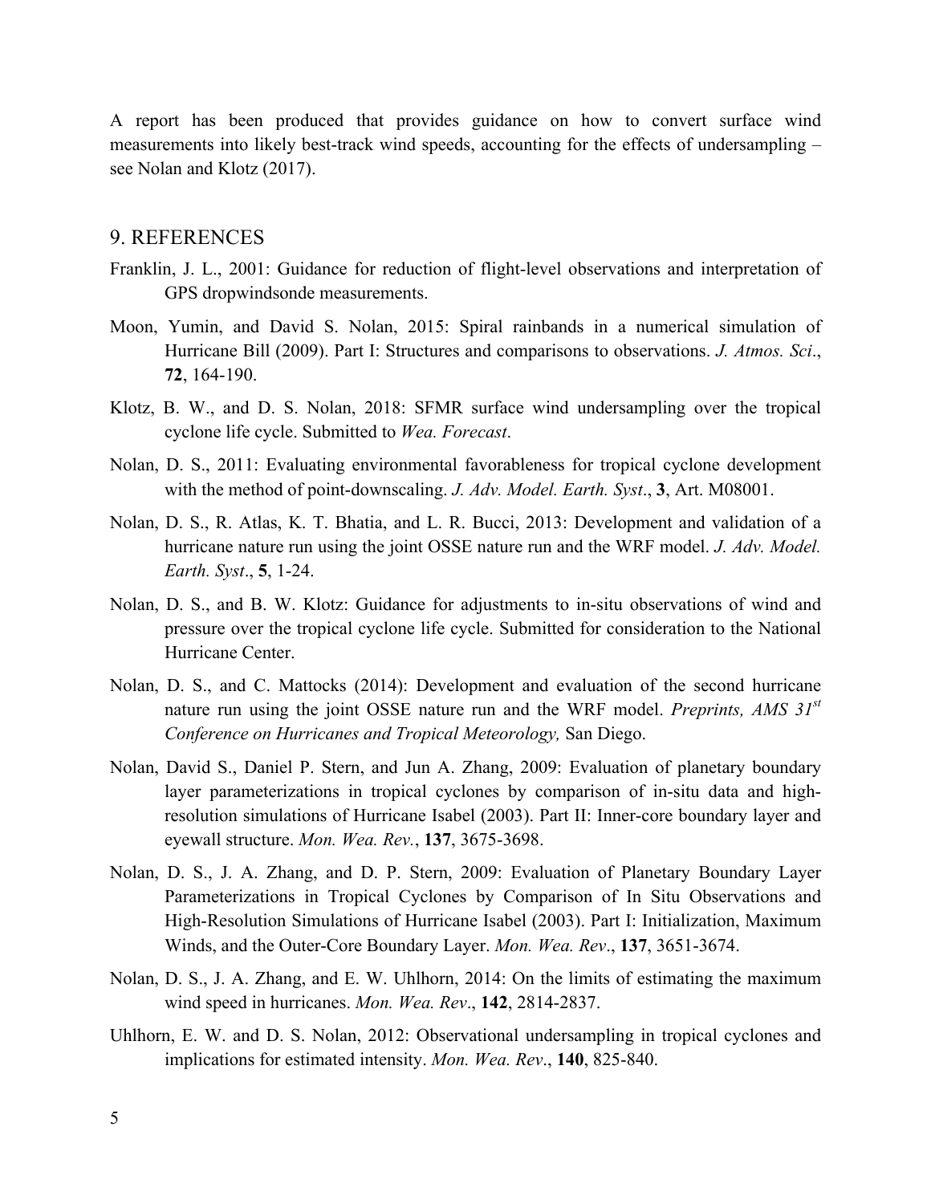A report has been produced that provides guidance on how to convert surface wind measurements into likely best-track wind speeds, accounting for the effects of undersampling – see Nolan and Klotz (2017).

## 9. REFERENCES

Franklin, J. L., 2001: Guidance for reduction of flight-level observations and interpretation of GPS dropwindsonde measurements.

Moon, Yumin, and David S. Nolan, 2015: Spiral rainbands in a numerical simulation of Hurricane Bill (2009). Part I: Structures and comparisons to observations. *J. Atmos. Sci*., **72**, 164-190.

Klotz, B. W., and D. S. Nolan, 2018: SFMR surface wind undersampling over the tropical cyclone life cycle. Submitted to *Wea. Forecast*.

Nolan, D. S., 2011: Evaluating environmental favorableness for tropical cyclone development with the method of point-downscaling. *J. Adv. Model. Earth. Syst*., **3**, Art. M08001.

Nolan, D. S., R. Atlas, K. T. Bhatia, and L. R. Bucci, 2013: Development and validation of a hurricane nature run using the joint OSSE nature run and the WRF model. *J. Adv. Model. Earth. Syst*., **5**, 1-24.

Nolan, D. S., and B. W. Klotz: Guidance for adjustments to in-situ observations of wind and pressure over the tropical cyclone life cycle. Submitted for consideration to the National Hurricane Center.

Nolan, D. S., and C. Mattocks (2014): Development and evaluation of the second hurricane nature run using the joint OSSE nature run and the WRF model. *Preprints, AMS 31st Conference on Hurricanes and Tropical Meteorology,* San Diego.

Nolan, David S., Daniel P. Stern, and Jun A. Zhang, 2009: Evaluation of planetary boundary layer parameterizations in tropical cyclones by comparison of in-situ data and high-resolution simulations of Hurricane Isabel (2003). Part II: Inner-core boundary layer and eyewall structure. *Mon. Wea. Rev.*, **137**, 3675-3698.

Nolan, D. S., J. A. Zhang, and D. P. Stern, 2009: Evaluation of Planetary Boundary Layer Parameterizations in Tropical Cyclones by Comparison of In Situ Observations and High-Resolution Simulations of Hurricane Isabel (2003). Part I: Initialization, Maximum Winds, and the Outer-Core Boundary Layer. *Mon. Wea. Rev*., **137**, 3651-3674.

Nolan, D. S., J. A. Zhang, and E. W. Uhlhorn, 2014: On the limits of estimating the maximum wind speed in hurricanes. *Mon. Wea. Rev*., **142**, 2814-2837.

Uhlhorn, E. W. and D. S. Nolan, 2012: Observational undersampling in tropical cyclones and implications for estimated intensity. *Mon. Wea. Rev*., **140**, 825-840.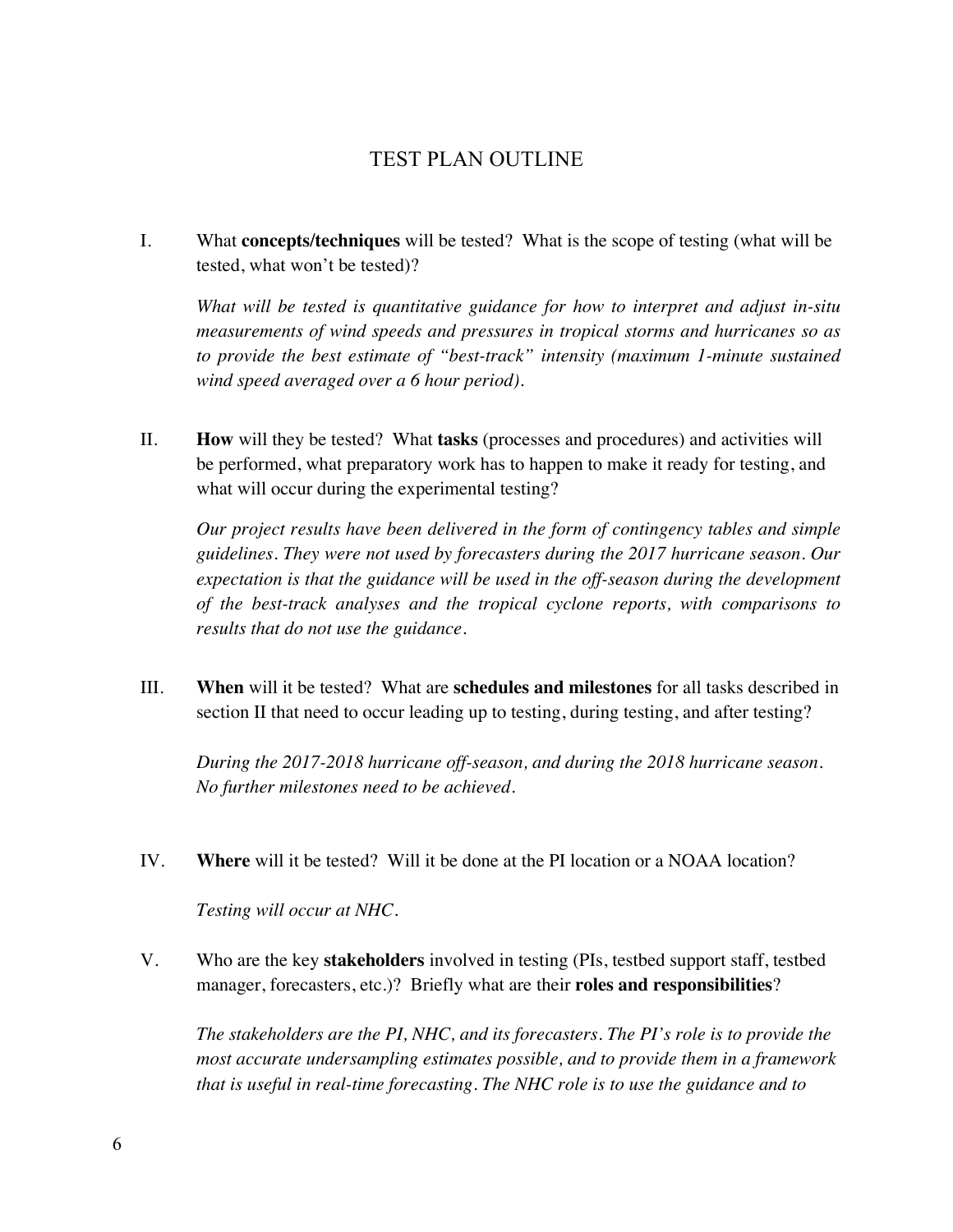# TEST PLAN OUTLINE

I. What **concepts/techniques** will be tested? What is the scope of testing (what will be tested, what won't be tested)?

*What will be tested is quantitative guidance for how to interpret and adjust in-situ measurements of wind speeds and pressures in tropical storms and hurricanes so as to provide the best estimate of "best-track" intensity (maximum 1-minute sustained wind speed averaged over a 6 hour period).*

II. **How** will they be tested? What **tasks** (processes and procedures) and activities will be performed, what preparatory work has to happen to make it ready for testing, and what will occur during the experimental testing?

*Our project results have been delivered in the form of contingency tables and simple guidelines. They were not used by forecasters during the 2017 hurricane season. Our expectation is that the guidance will be used in the off-season during the development of the best-track analyses and the tropical cyclone reports, with comparisons to results that do not use the guidance.*

III. **When** will it be tested? What are **schedules and milestones** for all tasks described in section II that need to occur leading up to testing, during testing, and after testing?

*During the 2017-2018 hurricane off-season, and during the 2018 hurricane season. No further milestones need to be achieved.*

IV. **Where** will it be tested? Will it be done at the PI location or a NOAA location?

*Testing will occur at NHC.*

V. Who are the key **stakeholders** involved in testing (PIs, testbed support staff, testbed manager, forecasters, etc.)? Briefly what are their **roles and responsibilities**?

*The stakeholders are the PI, NHC, and its forecasters. The PI's role is to provide the most accurate undersampling estimates possible, and to provide them in a framework that is useful in real-time forecasting. The NHC role is to use the guidance and to*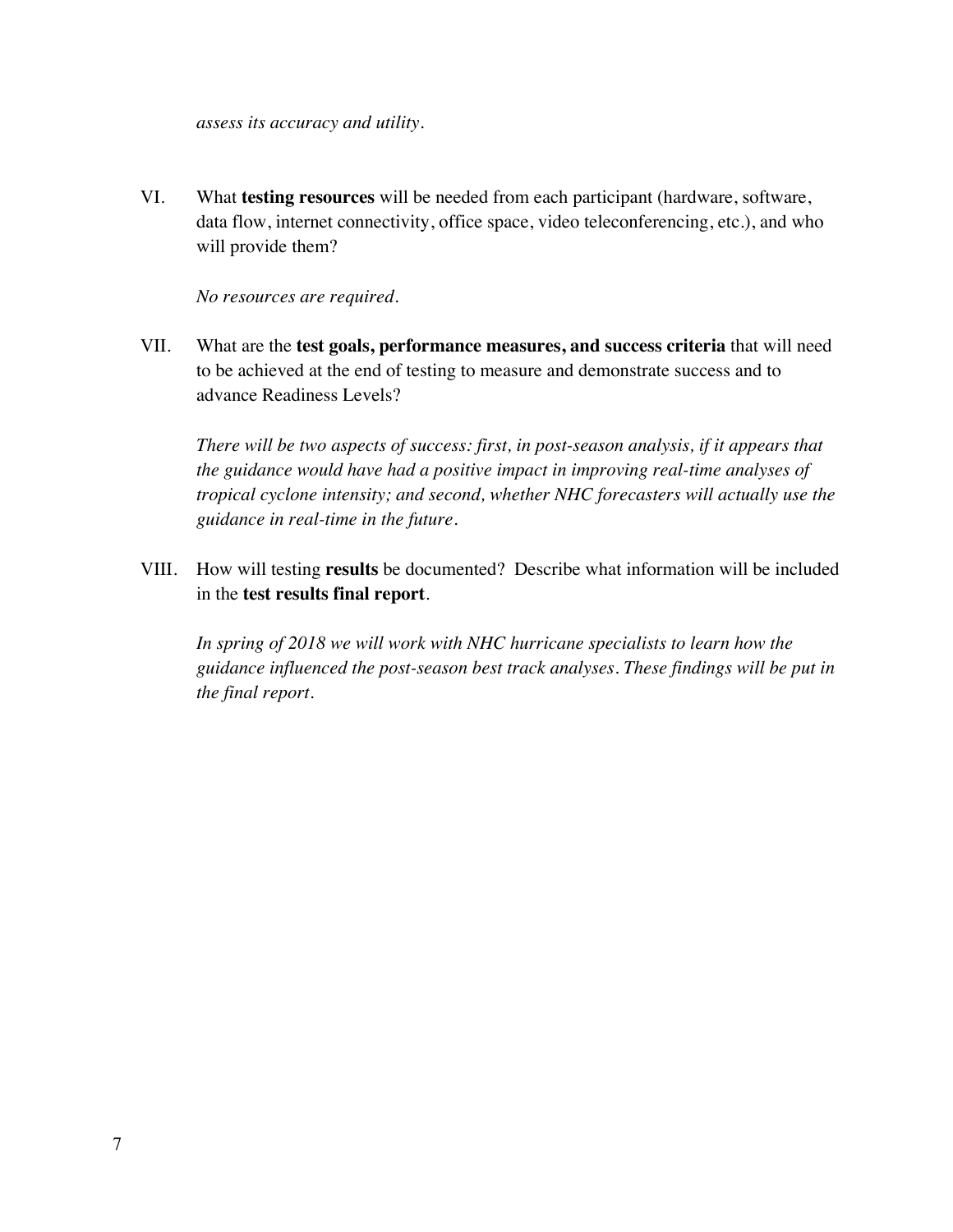*assess its accuracy and utility.*

VI. What **testing resources** will be needed from each participant (hardware, software, data flow, internet connectivity, office space, video teleconferencing, etc.), and who will provide them?

*No resources are required.*

VII. What are the **test goals, performance measures, and success criteria** that will need to be achieved at the end of testing to measure and demonstrate success and to advance Readiness Levels?

*There will be two aspects of success: first, in post-season analysis, if it appears that the guidance would have had a positive impact in improving real-time analyses of tropical cyclone intensity; and second, whether NHC forecasters will actually use the guidance in real-time in the future.*

VIII. How will testing **results** be documented? Describe what information will be included in the **test results final report**.

*In spring of 2018 we will work with NHC hurricane specialists to learn how the guidance influenced the post-season best track analyses. These findings will be put in the final report.*